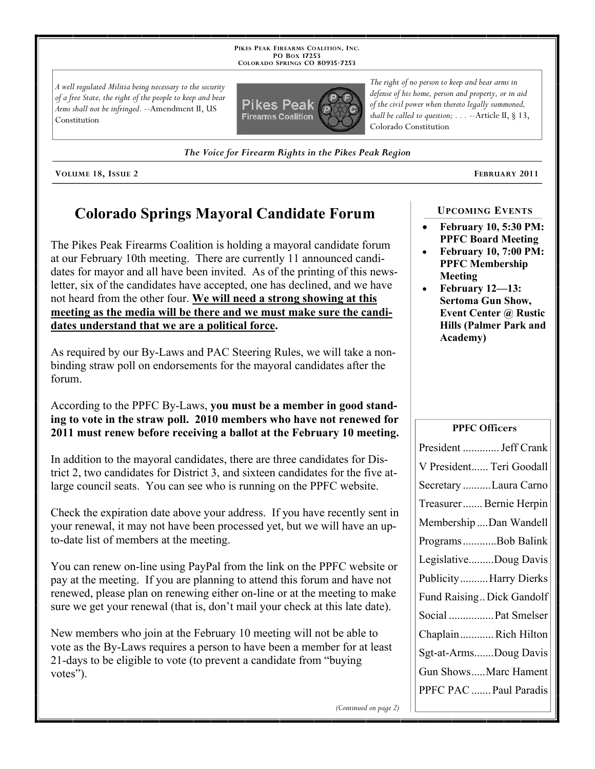PIKES PEAK FIREARMS COALITION, INC.
PO BOX 17253
COLORADO SPRINGS CO 80935-7253

*A well regulated Militia being necessary to the security of a free State, the right of the people to keep and bear Arms shall not be infringed.* --Amendment II, US Constitution

*The right of no person to keep and bear arms in defense of his home, person and property, or in aid of the civil power when thereto legally summoned, shall be called to question; . . .* --Article II, § 13, Colorado Constitution

*The Voice for Firearm Rights in the Pikes Peak Region*

VOLUME 18, ISSUE 2 — FEBRUARY 2011

# Colorado Springs Mayoral Candidate Forum

The Pikes Peak Firearms Coalition is holding a mayoral candidate forum at our February 10th meeting. There are currently 11 announced candidates for mayor and all have been invited. As of the printing of this newsletter, six of the candidates have accepted, one has declined, and we have not heard from the other four. **We will need a strong showing at this meeting as the media will be there and we must make sure the candidates understand that we are a political force.**

As required by our By-Laws and PAC Steering Rules, we will take a non-binding straw poll on endorsements for the mayoral candidates after the forum.

According to the PPFC By-Laws, **you must be a member in good standing to vote in the straw poll. 2010 members who have not renewed for 2011 must renew before receiving a ballot at the February 10 meeting.**

In addition to the mayoral candidates, there are three candidates for District 2, two candidates for District 3, and sixteen candidates for the five at-large council seats. You can see who is running on the PPFC website.

Check the expiration date above your address. If you have recently sent in your renewal, it may not have been processed yet, but we will have an up-to-date list of members at the meeting.

You can renew on-line using PayPal from the link on the PPFC website or pay at the meeting. If you are planning to attend this forum and have not renewed, please plan on renewing either on-line or at the meeting to make sure we get your renewal (that is, don't mail your check at this late date).

New members who join at the February 10 meeting will not be able to vote as the By-Laws requires a person to have been a member for at least 21-days to be eligible to vote (to prevent a candidate from "buying votes").

*(Continued on page 2)*

## UPCOMING EVENTS

- **February 10, 5:30 PM: PPFC Board Meeting**
- **February 10, 7:00 PM: PPFC Membership Meeting**
- **February 12—13: Sertoma Gun Show, Event Center @ Rustic Hills (Palmer Park and Academy)**

## PPFC Officers

| Office | Name |
|---|---|
| President | Jeff Crank |
| V President | Teri Goodall |
| Secretary | Laura Carno |
| Treasurer | Bernie Herpin |
| Membership | Dan Wandell |
| Programs | Bob Balink |
| Legislative | Doug Davis |
| Publicity | Harry Dierks |
| Fund Raising | Dick Gandolf |
| Social | Pat Smelser |
| Chaplain | Rich Hilton |
| Sgt-at-Arms | Doug Davis |
| Gun Shows | Marc Hament |
| PPFC PAC | Paul Paradis |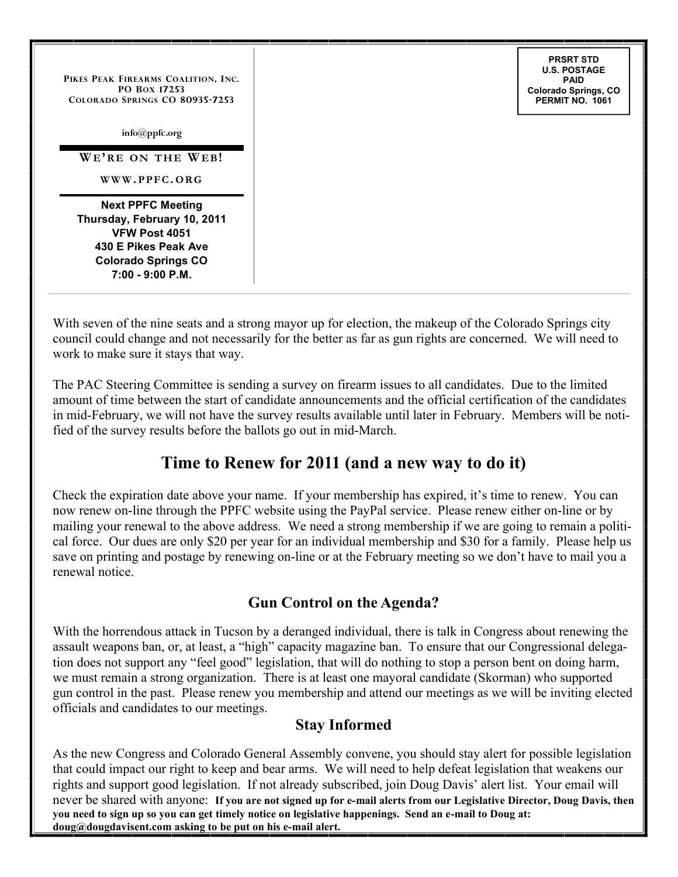Pikes Peak Firearms Coalition, Inc.
PO Box 17253
Colorado Springs CO 80935-7253

info@ppfc.org

**We're on the Web!**

**www.ppfc.org**

**Next PPFC Meeting**
**Thursday, February 10, 2011**
**VFW Post 4051**
**430 E Pikes Peak Ave**
**Colorado Springs CO**
**7:00 - 9:00 P.M.**

**PRSRT STD**
**U.S. POSTAGE**
**PAID**
**Colorado Springs, CO**
**PERMIT NO. 1061**

With seven of the nine seats and a strong mayor up for election, the makeup of the Colorado Springs city council could change and not necessarily for the better as far as gun rights are concerned. We will need to work to make sure it stays that way.

The PAC Steering Committee is sending a survey on firearm issues to all candidates. Due to the limited amount of time between the start of candidate announcements and the official certification of the candidates in mid-February, we will not have the survey results available until later in February. Members will be notified of the survey results before the ballots go out in mid-March.

## Time to Renew for 2011 (and a new way to do it)

Check the expiration date above your name. If your membership has expired, it's time to renew. You can now renew on-line through the PPFC website using the PayPal service. Please renew either on-line or by mailing your renewal to the above address. We need a strong membership if we are going to remain a political force. Our dues are only $20 per year for an individual membership and $30 for a family. Please help us save on printing and postage by renewing on-line or at the February meeting so we don't have to mail you a renewal notice.

### Gun Control on the Agenda?

With the horrendous attack in Tucson by a deranged individual, there is talk in Congress about renewing the assault weapons ban, or, at least, a "high" capacity magazine ban. To ensure that our Congressional delegation does not support any "feel good" legislation, that will do nothing to stop a person bent on doing harm, we must remain a strong organization. There is at least one mayoral candidate (Skorman) who supported gun control in the past. Please renew you membership and attend our meetings as we will be inviting elected officials and candidates to our meetings.

### Stay Informed

As the new Congress and Colorado General Assembly convene, you should stay alert for possible legislation that could impact our right to keep and bear arms. We will need to help defeat legislation that weakens our rights and support good legislation. If not already subscribed, join Doug Davis' alert list. Your email will never be shared with anyone: **If you are not signed up for e-mail alerts from our Legislative Director, Doug Davis, then you need to sign up so you can get timely notice on legislative happenings. Send an e-mail to Doug at: doug@dougdavisent.com asking to be put on his e-mail alert.**